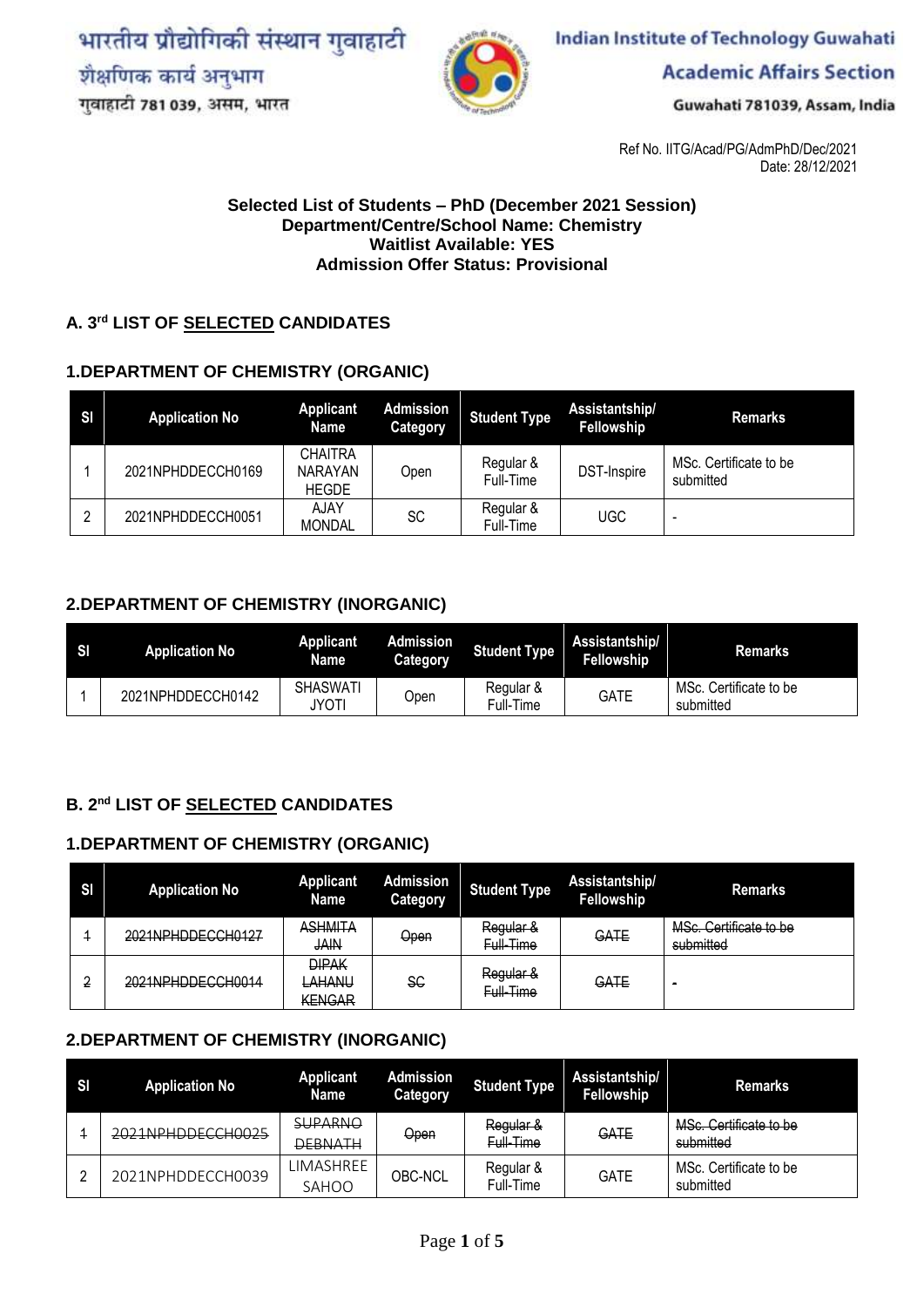भारतीय प्रौद्योगिकी संस्थान गुवाहाटी
शैक्षणिक कार्य अनुभाग
गुवाहाटी 781 039, असम, भारत

Indian Institute of Technology Guwahati
Academic Affairs Section
Guwahati 781039, Assam, India

Ref No. IITG/Acad/PG/AdmPhD/Dec/2021
Date: 28/12/2021

**Selected List of Students – PhD (December 2021 Session)**
**Department/Centre/School Name: Chemistry**
**Waitlist Available: YES**
**Admission Offer Status: Provisional**

## A. 3rd LIST OF SELECTED CANDIDATES

### 1.DEPARTMENT OF CHEMISTRY (ORGANIC)

| Sl | Application No | Applicant Name | Admission Category | Student Type | Assistantship/ Fellowship | Remarks |
|---|---|---|---|---|---|---|
| 1 | 2021NPHDDECCH0169 | CHAITRA NARAYAN HEGDE | Open | Regular & Full-Time | DST-Inspire | MSc. Certificate to be submitted |
| 2 | 2021NPHDDECCH0051 | AJAY MONDAL | SC | Regular & Full-Time | UGC | - |

### 2.DEPARTMENT OF CHEMISTRY (INORGANIC)

| Sl | Application No | Applicant Name | Admission Category | Student Type | Assistantship/ Fellowship | Remarks |
|---|---|---|---|---|---|---|
| 1 | 2021NPHDDECCH0142 | SHASWATI JYOTI | Open | Regular & Full-Time | GATE | MSc. Certificate to be submitted |

## B. 2nd LIST OF SELECTED CANDIDATES

### 1.DEPARTMENT OF CHEMISTRY (ORGANIC)

| Sl | Application No | Applicant Name | Admission Category | Student Type | Assistantship/ Fellowship | Remarks |
|---|---|---|---|---|---|---|
| ~~1~~ | ~~2021NPHDDECCH0127~~ | ~~ASHMITA JAIN~~ | ~~Open~~ | ~~Regular & Full-Time~~ | ~~GATE~~ | ~~MSc. Certificate to be submitted~~ |
| ~~2~~ | ~~2021NPHDDECCH0014~~ | ~~DIPAK LAHANU KENGAR~~ | ~~SC~~ | ~~Regular & Full-Time~~ | ~~GATE~~ | - |

### 2.DEPARTMENT OF CHEMISTRY (INORGANIC)

| Sl | Application No | Applicant Name | Admission Category | Student Type | Assistantship/ Fellowship | Remarks |
|---|---|---|---|---|---|---|
| ~~1~~ | ~~2021NPHDDECCH0025~~ | ~~SUPARNO DEBNATH~~ | ~~Open~~ | ~~Regular & Full-Time~~ | ~~GATE~~ | ~~MSc. Certificate to be submitted~~ |
| 2 | 2021NPHDDECCH0039 | LIMASHREE SAHOO | OBC-NCL | Regular & Full-Time | GATE | MSc. Certificate to be submitted |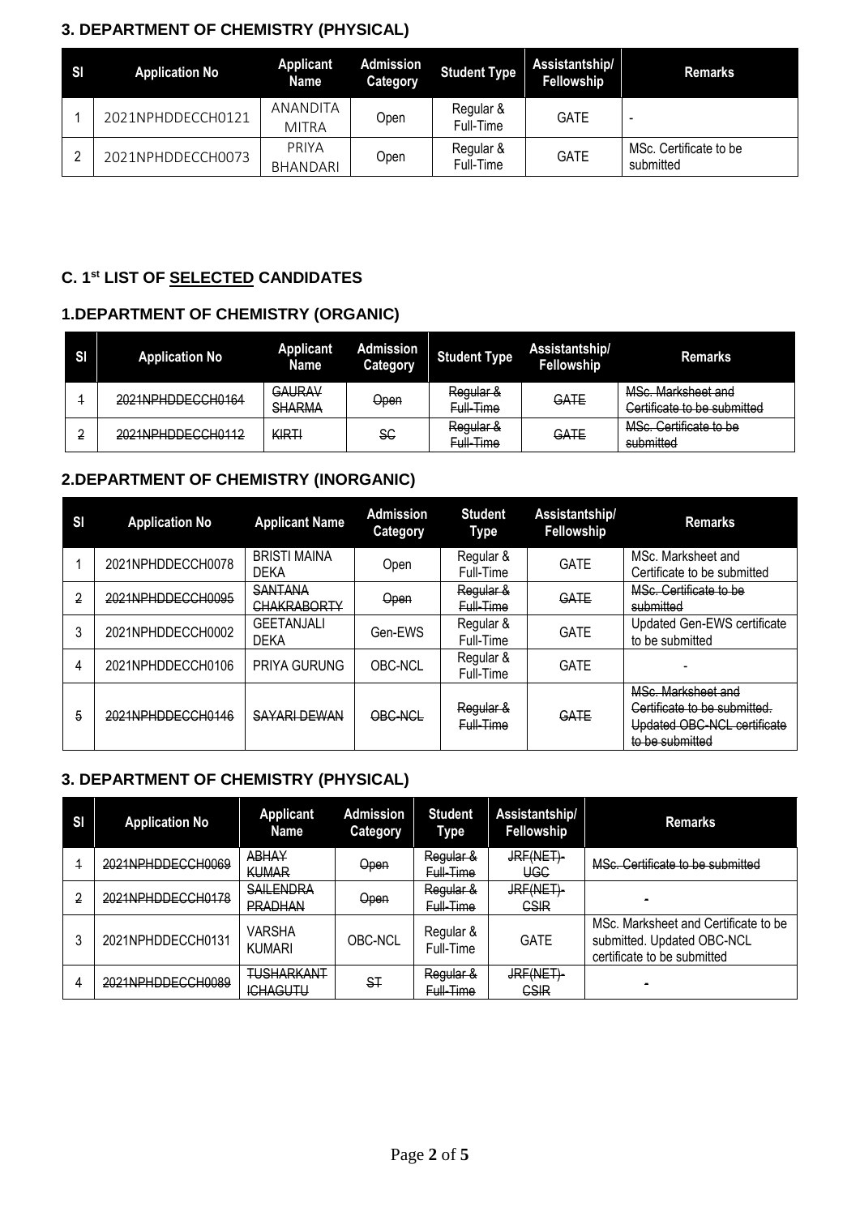### 3. DEPARTMENT OF CHEMISTRY (PHYSICAL)

| Sl | Application No | Applicant Name | Admission Category | Student Type | Assistantship/ Fellowship | Remarks |
|---|---|---|---|---|---|---|
| 1 | 2021NPHDDECCH0121 | ANANDITA MITRA | Open | Regular & Full-Time | GATE | - |
| 2 | 2021NPHDDECCH0073 | PRIYA BHANDARI | Open | Regular & Full-Time | GATE | MSc. Certificate to be submitted |

### C. 1st LIST OF SELECTED CANDIDATES

### 1.DEPARTMENT OF CHEMISTRY (ORGANIC)

| Sl | Application No | Applicant Name | Admission Category | Student Type | Assistantship/ Fellowship | Remarks |
|---|---|---|---|---|---|---|
| ~~1~~ | ~~2021NPHDDECCH0164~~ | ~~GAURAV SHARMA~~ | ~~Open~~ | ~~Regular & Full-Time~~ | ~~GATE~~ | ~~MSc. Marksheet and Certificate to be submitted~~ |
| ~~2~~ | ~~2021NPHDDECCH0112~~ | ~~KIRTI~~ | ~~SC~~ | ~~Regular & Full-Time~~ | ~~GATE~~ | ~~MSc. Certificate to be submitted~~ |

### 2.DEPARTMENT OF CHEMISTRY (INORGANIC)

| Sl | Application No | Applicant Name | Admission Category | Student Type | Assistantship/ Fellowship | Remarks |
|---|---|---|---|---|---|---|
| 1 | 2021NPHDDECCH0078 | BRISTI MAINA DEKA | Open | Regular & Full-Time | GATE | MSc. Marksheet and Certificate to be submitted |
| ~~2~~ | ~~2021NPHDDECCH0095~~ | ~~SANTANA CHAKRABORTY~~ | ~~Open~~ | ~~Regular & Full-Time~~ | ~~GATE~~ | ~~MSc. Certificate to be submitted~~ |
| 3 | 2021NPHDDECCH0002 | GEETANJALI DEKA | Gen-EWS | Regular & Full-Time | GATE | Updated Gen-EWS certificate to be submitted |
| 4 | 2021NPHDDECCH0106 | PRIYA GURUNG | OBC-NCL | Regular & Full-Time | GATE | - |
| ~~5~~ | ~~2021NPHDDECCH0146~~ | ~~SAYARI DEWAN~~ | ~~OBC-NCL~~ | ~~Regular & Full-Time~~ | ~~GATE~~ | ~~MSc. Marksheet and Certificate to be submitted. Updated OBC-NCL certificate to be submitted~~ |

### 3. DEPARTMENT OF CHEMISTRY (PHYSICAL)

| Sl | Application No | Applicant Name | Admission Category | Student Type | Assistantship/ Fellowship | Remarks |
|---|---|---|---|---|---|---|
| ~~1~~ | ~~2021NPHDDECCH0069~~ | ~~ABHAY KUMAR~~ | ~~Open~~ | ~~Regular & Full-Time~~ | ~~JRF(NET)-UGC~~ | ~~MSc. Certificate to be submitted~~ |
| ~~2~~ | ~~2021NPHDDECCH0178~~ | ~~SAILENDRA PRADHAN~~ | ~~Open~~ | ~~Regular & Full-Time~~ | ~~JRF(NET)-CSIR~~ | - |
| 3 | 2021NPHDDECCH0131 | VARSHA KUMARI | OBC-NCL | Regular & Full-Time | GATE | MSc. Marksheet and Certificate to be submitted. Updated OBC-NCL certificate to be submitted |
| 4 | ~~2021NPHDDECCH0089~~ | ~~TUSHARKANT ICHAGUTU~~ | ~~ST~~ | ~~Regular & Full-Time~~ | ~~JRF(NET)-CSIR~~ | - |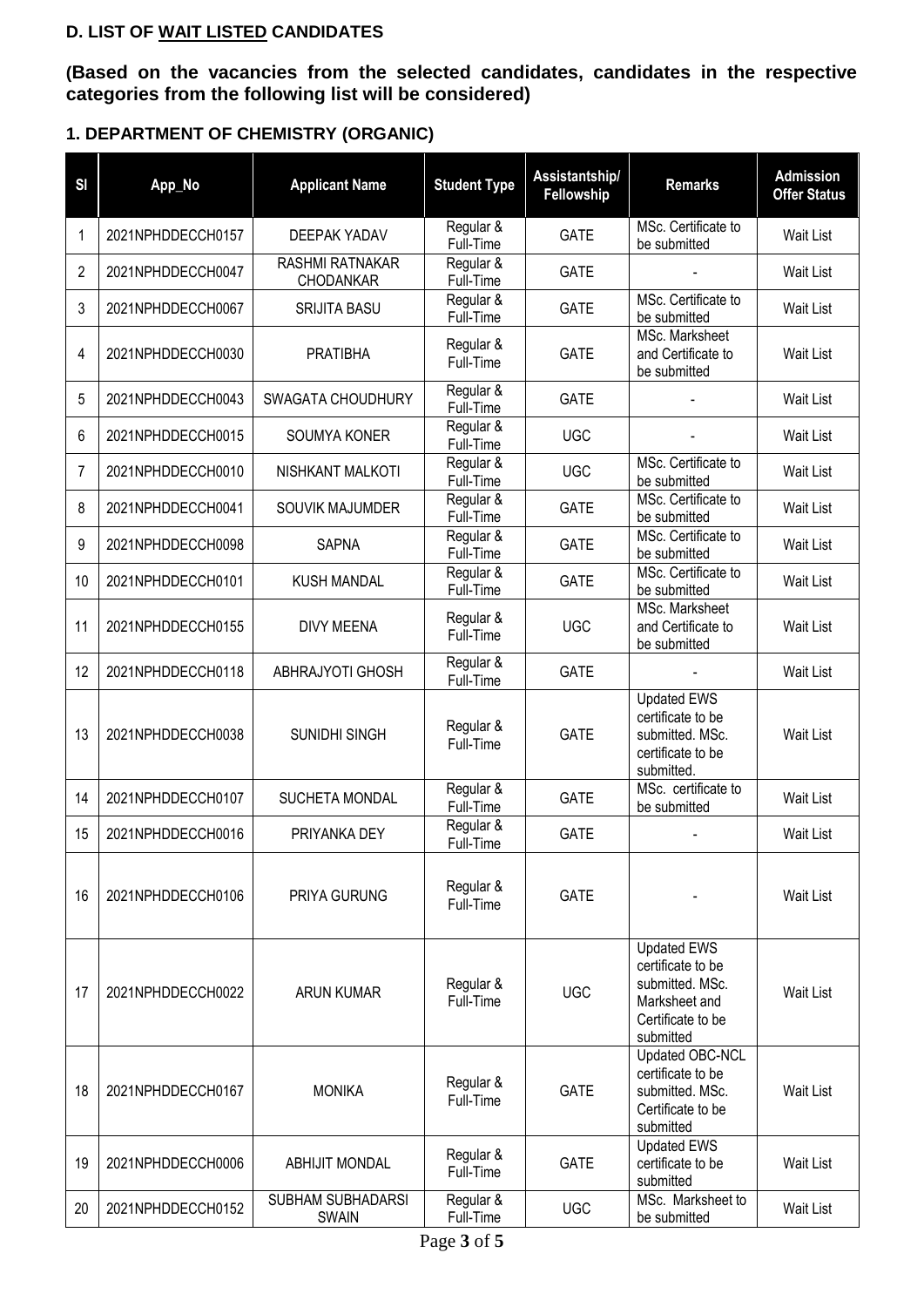## D. LIST OF WAIT LISTED CANDIDATES

**(Based on the vacancies from the selected candidates, candidates in the respective categories from the following list will be considered)**

### 1. DEPARTMENT OF CHEMISTRY (ORGANIC)

| Sl | App_No | Applicant Name | Student Type | Assistantship/ Fellowship | Remarks | Admission Offer Status |
|---|---|---|---|---|---|---|
| 1 | 2021NPHDDECCH0157 | DEEPAK YADAV | Regular & Full-Time | GATE | MSc. Certificate to be submitted | Wait List |
| 2 | 2021NPHDDECCH0047 | RASHMI RATNAKAR CHODANKAR | Regular & Full-Time | GATE | - | Wait List |
| 3 | 2021NPHDDECCH0067 | SRIJITA BASU | Regular & Full-Time | GATE | MSc. Certificate to be submitted | Wait List |
| 4 | 2021NPHDDECCH0030 | PRATIBHA | Regular & Full-Time | GATE | MSc. Marksheet and Certificate to be submitted | Wait List |
| 5 | 2021NPHDDECCH0043 | SWAGATA CHOUDHURY | Regular & Full-Time | GATE | - | Wait List |
| 6 | 2021NPHDDECCH0015 | SOUMYA KONER | Regular & Full-Time | UGC | - | Wait List |
| 7 | 2021NPHDDECCH0010 | NISHKANT MALKOTI | Regular & Full-Time | UGC | MSc. Certificate to be submitted | Wait List |
| 8 | 2021NPHDDECCH0041 | SOUVIK MAJUMDER | Regular & Full-Time | GATE | MSc. Certificate to be submitted | Wait List |
| 9 | 2021NPHDDECCH0098 | SAPNA | Regular & Full-Time | GATE | MSc. Certificate to be submitted | Wait List |
| 10 | 2021NPHDDECCH0101 | KUSH MANDAL | Regular & Full-Time | GATE | MSc. Certificate to be submitted | Wait List |
| 11 | 2021NPHDDECCH0155 | DIVY MEENA | Regular & Full-Time | UGC | MSc. Marksheet and Certificate to be submitted | Wait List |
| 12 | 2021NPHDDECCH0118 | ABHRAJYOTI GHOSH | Regular & Full-Time | GATE | - | Wait List |
| 13 | 2021NPHDDECCH0038 | SUNIDHI SINGH | Regular & Full-Time | GATE | Updated EWS certificate to be submitted. MSc. certificate to be submitted. | Wait List |
| 14 | 2021NPHDDECCH0107 | SUCHETA MONDAL | Regular & Full-Time | GATE | MSc. certificate to be submitted | Wait List |
| 15 | 2021NPHDDECCH0016 | PRIYANKA DEY | Regular & Full-Time | GATE | - | Wait List |
| 16 | 2021NPHDDECCH0106 | PRIYA GURUNG | Regular & Full-Time | GATE | - | Wait List |
| 17 | 2021NPHDDECCH0022 | ARUN KUMAR | Regular & Full-Time | UGC | Updated EWS certificate to be submitted. MSc. Marksheet and Certificate to be submitted | Wait List |
| 18 | 2021NPHDDECCH0167 | MONIKA | Regular & Full-Time | GATE | Updated OBC-NCL certificate to be submitted. MSc. Certificate to be submitted | Wait List |
| 19 | 2021NPHDDECCH0006 | ABHIJIT MONDAL | Regular & Full-Time | GATE | Updated EWS certificate to be submitted | Wait List |
| 20 | 2021NPHDDECCH0152 | SUBHAM SUBHADARSI SWAIN | Regular & Full-Time | UGC | MSc. Marksheet to be submitted | Wait List |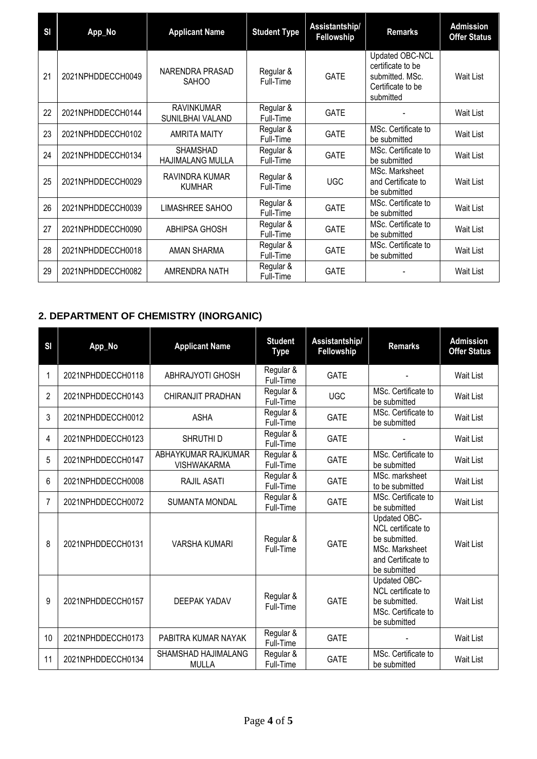| Sl | App_No | Applicant Name | Student Type | Assistantship/ Fellowship | Remarks | Admission Offer Status |
|---|---|---|---|---|---|---|
| 21 | 2021NPHDDECCH0049 | NARENDRA PRASAD SAHOO | Regular & Full-Time | GATE | Updated OBC-NCL certificate to be submitted. MSc. Certificate to be submitted | Wait List |
| 22 | 2021NPHDDECCH0144 | RAVINKUMAR SUNILBHAI VALAND | Regular & Full-Time | GATE | - | Wait List |
| 23 | 2021NPHDDECCH0102 | AMRITA MAITY | Regular & Full-Time | GATE | MSc. Certificate to be submitted | Wait List |
| 24 | 2021NPHDDECCH0134 | SHAMSHAD HAJIMALANG MULLA | Regular & Full-Time | GATE | MSc. Certificate to be submitted | Wait List |
| 25 | 2021NPHDDECCH0029 | RAVINDRA KUMAR KUMHAR | Regular & Full-Time | UGC | MSc. Marksheet and Certificate to be submitted | Wait List |
| 26 | 2021NPHDDECCH0039 | LIMASHREE SAHOO | Regular & Full-Time | GATE | MSc. Certificate to be submitted | Wait List |
| 27 | 2021NPHDDECCH0090 | ABHIPSA GHOSH | Regular & Full-Time | GATE | MSc. Certificate to be submitted | Wait List |
| 28 | 2021NPHDDECCH0018 | AMAN SHARMA | Regular & Full-Time | GATE | MSc. Certificate to be submitted | Wait List |
| 29 | 2021NPHDDECCH0082 | AMRENDRA NATH | Regular & Full-Time | GATE | - | Wait List |

## 2. DEPARTMENT OF CHEMISTRY (INORGANIC)

| Sl | App_No | Applicant Name | Student Type | Assistantship/ Fellowship | Remarks | Admission Offer Status |
|---|---|---|---|---|---|---|
| 1 | 2021NPHDDECCH0118 | ABHRAJYOTI GHOSH | Regular & Full-Time | GATE | - | Wait List |
| 2 | 2021NPHDDECCH0143 | CHIRANJIT PRADHAN | Regular & Full-Time | UGC | MSc. Certificate to be submitted | Wait List |
| 3 | 2021NPHDDECCH0012 | ASHA | Regular & Full-Time | GATE | MSc. Certificate to be submitted | Wait List |
| 4 | 2021NPHDDECCH0123 | SHRUTHI D | Regular & Full-Time | GATE | - | Wait List |
| 5 | 2021NPHDDECCH0147 | ABHAYKUMAR RAJKUMAR VISHWAKARMA | Regular & Full-Time | GATE | MSc. Certificate to be submitted | Wait List |
| 6 | 2021NPHDDECCH0008 | RAJIL ASATI | Regular & Full-Time | GATE | MSc. marksheet to be submitted | Wait List |
| 7 | 2021NPHDDECCH0072 | SUMANTA MONDAL | Regular & Full-Time | GATE | MSc. Certificate to be submitted | Wait List |
| 8 | 2021NPHDDECCH0131 | VARSHA KUMARI | Regular & Full-Time | GATE | Updated OBC-NCL certificate to be submitted. MSc. Marksheet and Certificate to be submitted | Wait List |
| 9 | 2021NPHDDECCH0157 | DEEPAK YADAV | Regular & Full-Time | GATE | Updated OBC-NCL certificate to be submitted. MSc. Certificate to be submitted | Wait List |
| 10 | 2021NPHDDECCH0173 | PABITRA KUMAR NAYAK | Regular & Full-Time | GATE | - | Wait List |
| 11 | 2021NPHDDECCH0134 | SHAMSHAD HAJIMALANG MULLA | Regular & Full-Time | GATE | MSc. Certificate to be submitted | Wait List |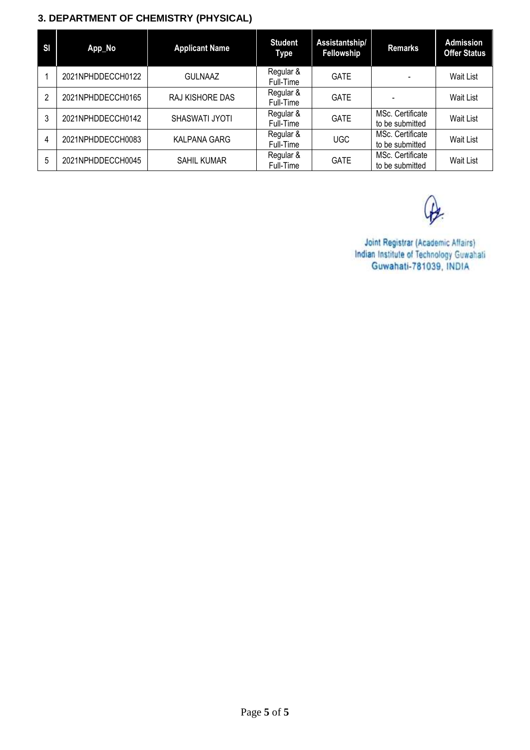### 3. DEPARTMENT OF CHEMISTRY (PHYSICAL)

| Sl | App_No | Applicant Name | Student Type | Assistantship/ Fellowship | Remarks | Admission Offer Status |
|---|---|---|---|---|---|---|
| 1 | 2021NPHDDECCH0122 | GULNAAZ | Regular & Full-Time | GATE | - | Wait List |
| 2 | 2021NPHDDECCH0165 | RAJ KISHORE DAS | Regular & Full-Time | GATE | - | Wait List |
| 3 | 2021NPHDDECCH0142 | SHASWATI JYOTI | Regular & Full-Time | GATE | MSc. Certificate to be submitted | Wait List |
| 4 | 2021NPHDDECCH0083 | KALPANA GARG | Regular & Full-Time | UGC | MSc. Certificate to be submitted | Wait List |
| 5 | 2021NPHDDECCH0045 | SAHIL KUMAR | Regular & Full-Time | GATE | MSc. Certificate to be submitted | Wait List |

Joint Registrar (Academic Affairs)
Indian Institute of Technology Guwahati
Guwahati-781039, INDIA